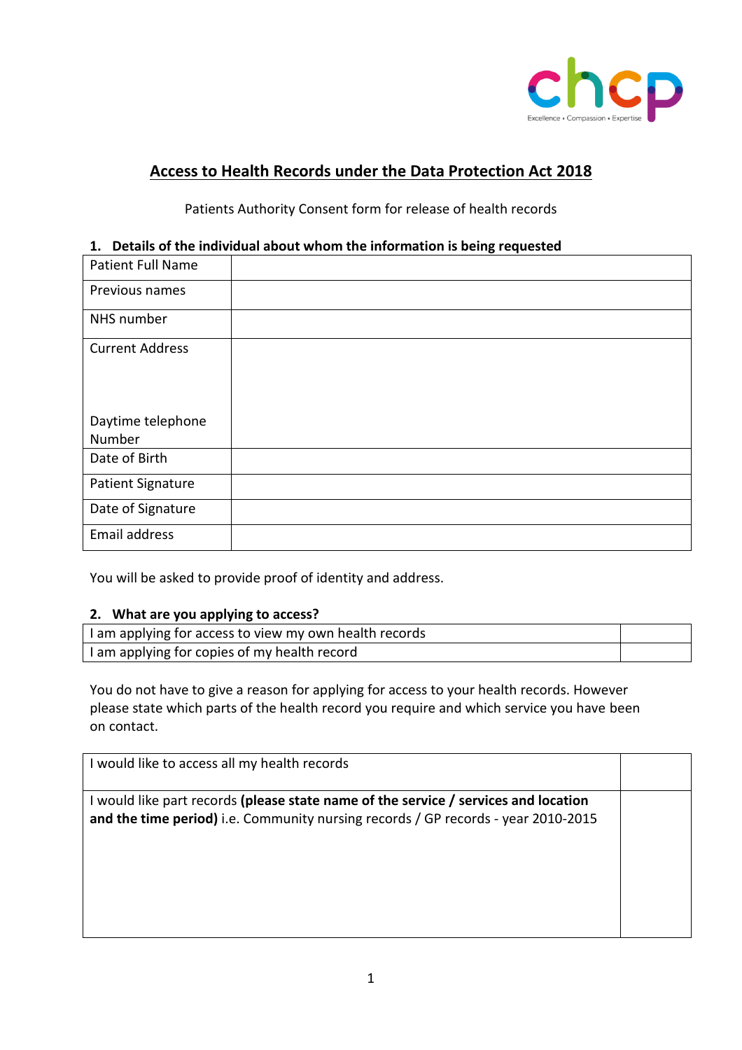chcp

Excellence • Compassion • Expertise

# Access to Health Records under the Data Protection Act 2018

Patients Authority Consent form for release of health records

## 1. Details of the individual about whom the information is being requested

| | |
|---|---|
| Patient Full Name | |
| Previous names | |
| NHS number | |
| Current Address<br><br><br>Daytime telephone Number | |
| Date of Birth | |
| Patient Signature | |
| Date of Signature | |
| Email address | |

You will be asked to provide proof of identity and address.

## 2. What are you applying to access?

| | |
|---|---|
| I am applying for access to view my own health records | |
| I am applying for copies of my health record | |

You do not have to give a reason for applying for access to your health records. However please state which parts of the health record you require and which service you have been on contact.

| | |
|---|---|
| I would like to access all my health records | |
| I would like part records **(please state name of the service / services and location and the time period)** i.e. Community nursing records / GP records - year 2010-2015 | |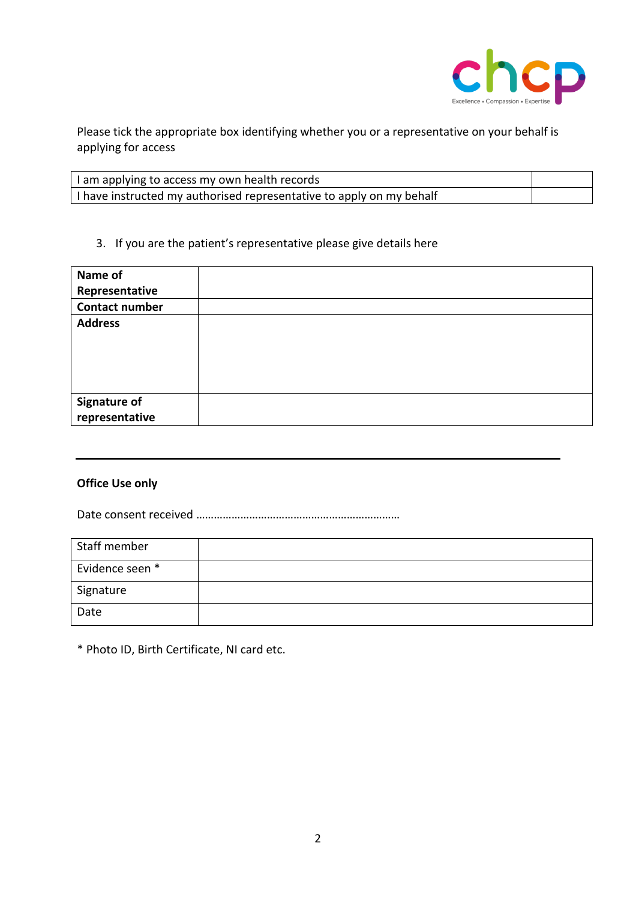Please tick the appropriate box identifying whether you or a representative on your behalf is applying for access

| | |
|---|---|
| I am applying to access my own health records | |
| I have instructed my authorised representative to apply on my behalf | |

3. If you are the patient's representative please give details here

| | |
|---|---|
| **Name of Representative** | |
| **Contact number** | |
| **Address** | |
| **Signature of representative** | |

---

**Office Use only**

Date consent received …………………………………………………………

| | |
|---|---|
| Staff member | |
| Evidence seen * | |
| Signature | |
| Date | |

* Photo ID, Birth Certificate, NI card etc.